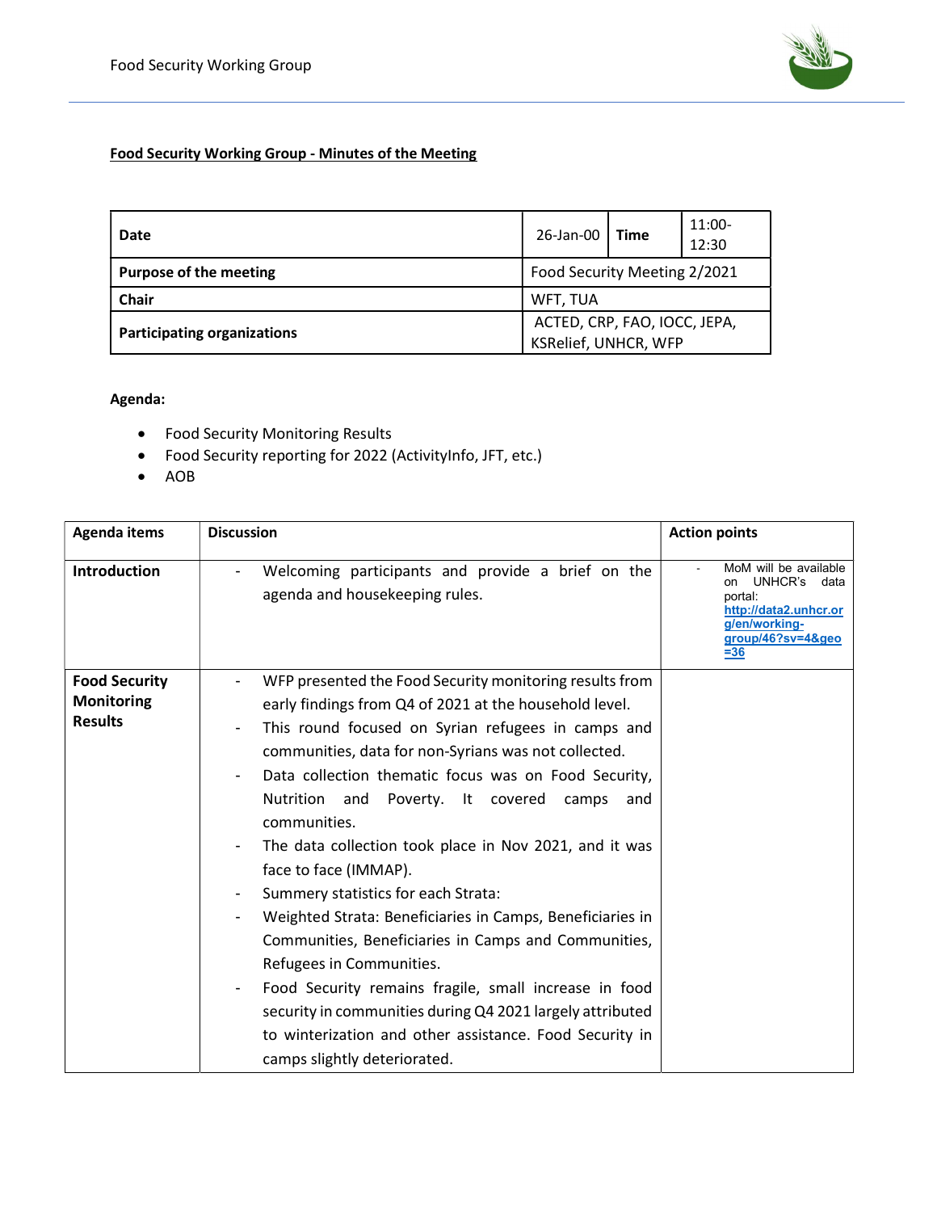**Food Security Working Group - Minutes of the Meeting**

| Date | 26-Jan-00 | Time | 11:00-12:30 |
|---|---|---|---|
| Purpose of the meeting | Food Security Meeting 2/2021 | | |
| Chair | WFT, TUA | | |
| Participating organizations | ACTED, CRP, FAO, IOCC, JEPA, KSRelief, UNHCR, WFP | | |

**Agenda:**

- Food Security Monitoring Results
- Food Security reporting for 2022 (ActivityInfo, JFT, etc.)
- AOB

| Agenda items | Discussion | Action points |
|---|---|---|
| **Introduction** | - Welcoming participants and provide a brief on the agenda and housekeeping rules. | - MoM will be available on UNHCR's data portal: http://data2.unhcr.org/en/working-group/46?sv=4&geo=36 |
| **Food Security Monitoring Results** | - WFP presented the Food Security monitoring results from early findings from Q4 of 2021 at the household level.<br>- This round focused on Syrian refugees in camps and communities, data for non-Syrians was not collected.<br>- Data collection thematic focus was on Food Security, Nutrition and Poverty. It covered camps and communities.<br>- The data collection took place in Nov 2021, and it was face to face (IMMAP).<br>- Summery statistics for each Strata:<br>- Weighted Strata: Beneficiaries in Camps, Beneficiaries in Communities, Beneficiaries in Camps and Communities, Refugees in Communities.<br>- Food Security remains fragile, small increase in food security in communities during Q4 2021 largely attributed to winterization and other assistance. Food Security in camps slightly deteriorated. | |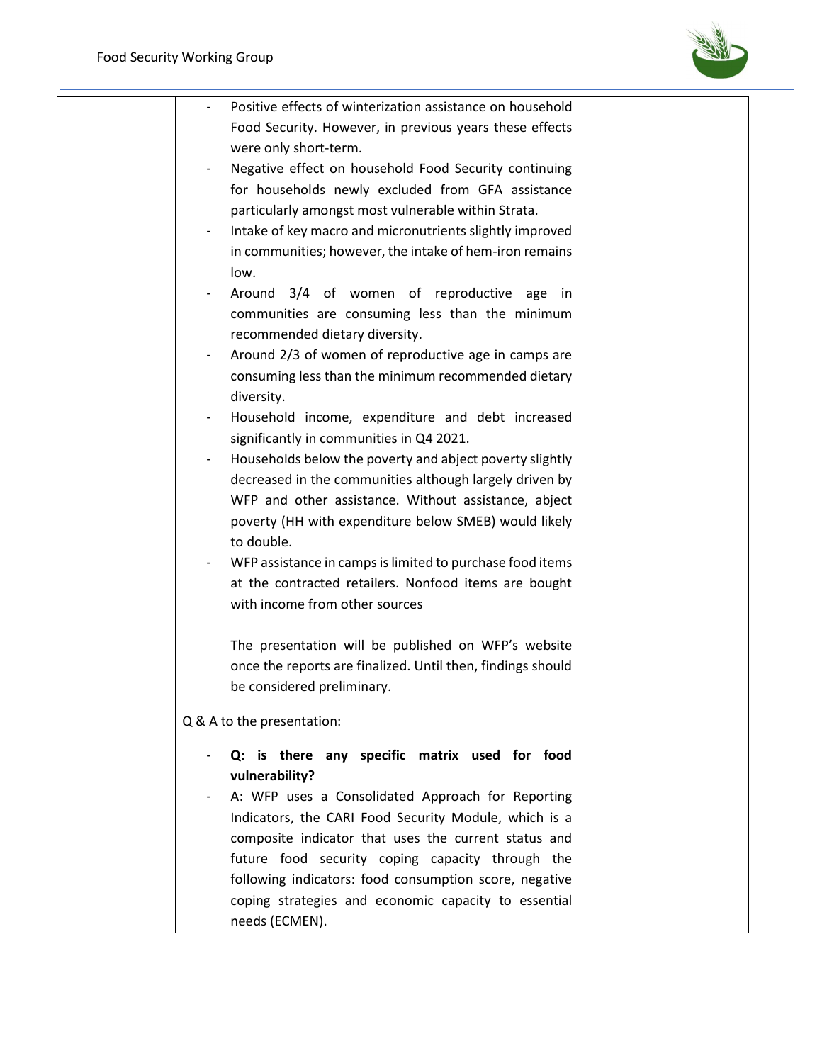| | | |
|---|---|---|
| | - Positive effects of winterization assistance on household Food Security. However, in previous years these effects were only short-term.<br>- Negative effect on household Food Security continuing for households newly excluded from GFA assistance particularly amongst most vulnerable within Strata.<br>- Intake of key macro and micronutrients slightly improved in communities; however, the intake of hem-iron remains low.<br>- Around 3/4 of women of reproductive age in communities are consuming less than the minimum recommended dietary diversity.<br>- Around 2/3 of women of reproductive age in camps are consuming less than the minimum recommended dietary diversity.<br>- Household income, expenditure and debt increased significantly in communities in Q4 2021.<br>- Households below the poverty and abject poverty slightly decreased in the communities although largely driven by WFP and other assistance. Without assistance, abject poverty (HH with expenditure below SMEB) would likely to double.<br>- WFP assistance in camps is limited to purchase food items at the contracted retailers. Nonfood items are bought with income from other sources<br><br>The presentation will be published on WFP's website once the reports are finalized. Until then, findings should be considered preliminary.<br><br>Q & A to the presentation:<br><br>- **Q: is there any specific matrix used for food vulnerability?**<br>- A: WFP uses a Consolidated Approach for Reporting Indicators, the CARI Food Security Module, which is a composite indicator that uses the current status and future food security coping capacity through the following indicators: food consumption score, negative coping strategies and economic capacity to essential needs (ECMEN). | |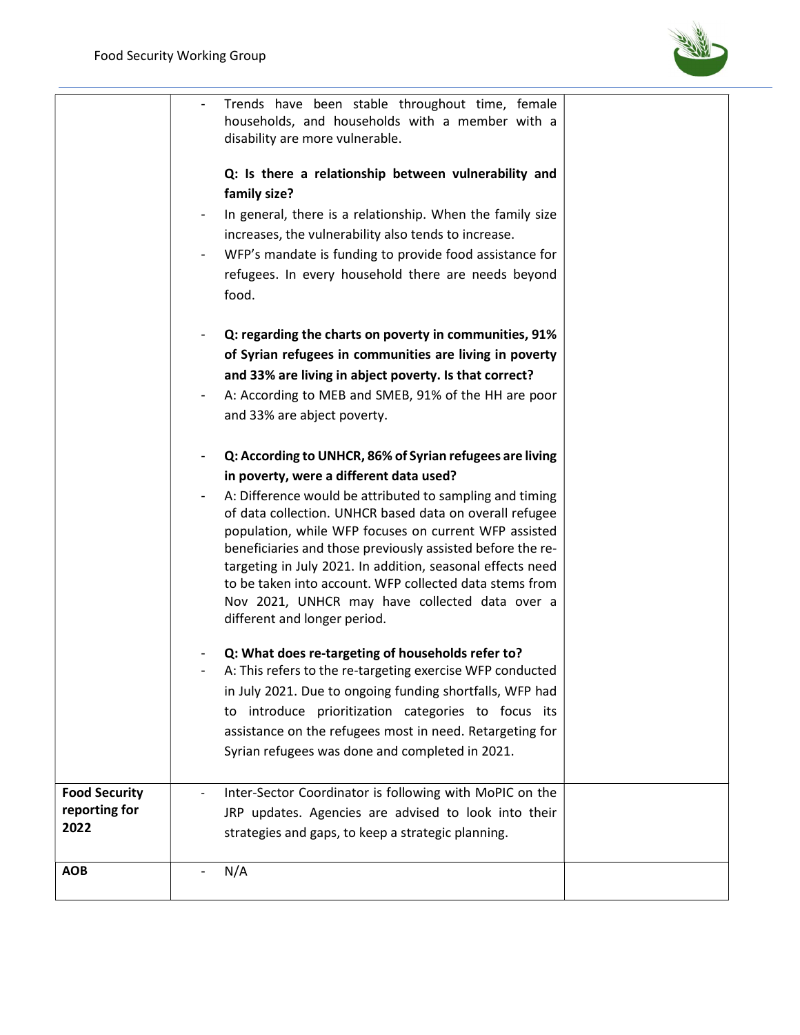| | | |
|---|---|---|
| | - Trends have been stable throughout time, female households, and households with a member with a disability are more vulnerable.<br><br>**Q: Is there a relationship between vulnerability and family size?**<br>- In general, there is a relationship. When the family size increases, the vulnerability also tends to increase.<br>- WFP's mandate is funding to provide food assistance for refugees. In every household there are needs beyond food.<br><br>- **Q: regarding the charts on poverty in communities, 91% of Syrian refugees in communities are living in poverty and 33% are living in abject poverty. Is that correct?**<br>- A: According to MEB and SMEB, 91% of the HH are poor and 33% are abject poverty.<br><br>- **Q: According to UNHCR, 86% of Syrian refugees are living in poverty, were a different data used?**<br>- A: Difference would be attributed to sampling and timing of data collection. UNHCR based data on overall refugee population, while WFP focuses on current WFP assisted beneficiaries and those previously assisted before the re-targeting in July 2021. In addition, seasonal effects need to be taken into account. WFP collected data stems from Nov 2021, UNHCR may have collected data over a different and longer period.<br><br>- **Q: What does re-targeting of households refer to?**<br>- A: This refers to the re-targeting exercise WFP conducted in July 2021. Due to ongoing funding shortfalls, WFP had to introduce prioritization categories to focus its assistance on the refugees most in need. Retargeting for Syrian refugees was done and completed in 2021. | |
| **Food Security reporting for 2022** | - Inter-Sector Coordinator is following with MoPIC on the JRP updates. Agencies are advised to look into their strategies and gaps, to keep a strategic planning. | |
| **AOB** | - N/A | |